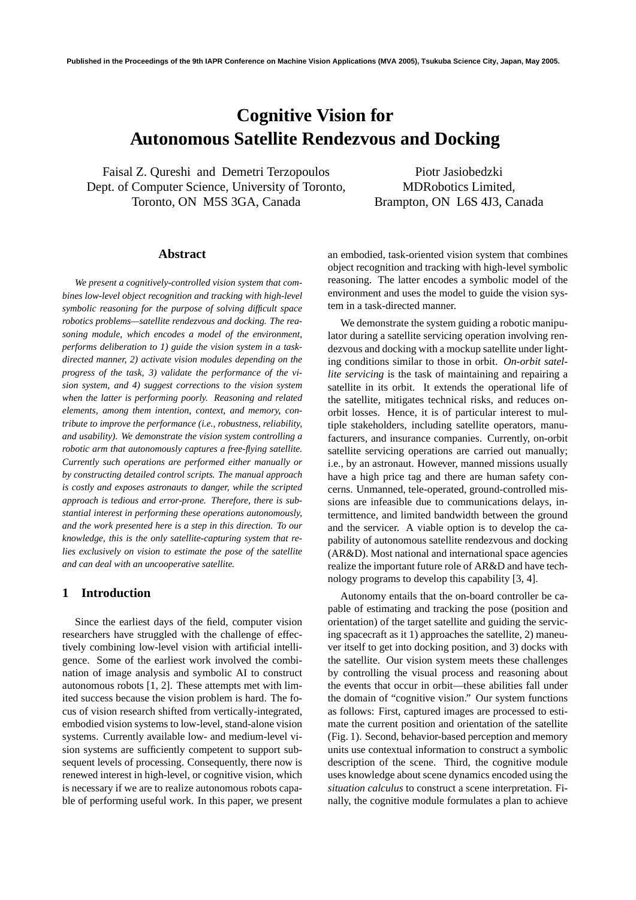Published in the Proceedings of the 9th IAPR Conference on Machine Vision Applications (MVA 2005), Tsukuba Science City, Japan, May 2005.

# Cognitive Vision for Autonomous Satellite Rendezvous and Docking

Faisal Z. Qureshi and Demetri Terzopoulos
Dept. of Computer Science, University of Toronto,
Toronto, ON M5S 3GA, Canada

Piotr Jasiobedzki
MDRobotics Limited,
Brampton, ON L6S 4J3, Canada

## Abstract

*We present a cognitively-controlled vision system that combines low-level object recognition and tracking with high-level symbolic reasoning for the purpose of solving difficult space robotics problems—satellite rendezvous and docking. The reasoning module, which encodes a model of the environment, performs deliberation to 1) guide the vision system in a task-directed manner, 2) activate vision modules depending on the progress of the task, 3) validate the performance of the vision system, and 4) suggest corrections to the vision system when the latter is performing poorly. Reasoning and related elements, among them intention, context, and memory, contribute to improve the performance (i.e., robustness, reliability, and usability). We demonstrate the vision system controlling a robotic arm that autonomously captures a free-flying satellite. Currently such operations are performed either manually or by constructing detailed control scripts. The manual approach is costly and exposes astronauts to danger, while the scripted approach is tedious and error-prone. Therefore, there is substantial interest in performing these operations autonomously, and the work presented here is a step in this direction. To our knowledge, this is the only satellite-capturing system that relies exclusively on vision to estimate the pose of the satellite and can deal with an uncooperative satellite.*

## 1 Introduction

Since the earliest days of the field, computer vision researchers have struggled with the challenge of effectively combining low-level vision with artificial intelligence. Some of the earliest work involved the combination of image analysis and symbolic AI to construct autonomous robots [1, 2]. These attempts met with limited success because the vision problem is hard. The focus of vision research shifted from vertically-integrated, embodied vision systems to low-level, stand-alone vision systems. Currently available low- and medium-level vision systems are sufficiently competent to support subsequent levels of processing. Consequently, there now is renewed interest in high-level, or cognitive vision, which is necessary if we are to realize autonomous robots capable of performing useful work. In this paper, we present an embodied, task-oriented vision system that combines object recognition and tracking with high-level symbolic reasoning. The latter encodes a symbolic model of the environment and uses the model to guide the vision system in a task-directed manner.

We demonstrate the system guiding a robotic manipulator during a satellite servicing operation involving rendezvous and docking with a mockup satellite under lighting conditions similar to those in orbit. *On-orbit satellite servicing* is the task of maintaining and repairing a satellite in its orbit. It extends the operational life of the satellite, mitigates technical risks, and reduces on-orbit losses. Hence, it is of particular interest to multiple stakeholders, including satellite operators, manufacturers, and insurance companies. Currently, on-orbit satellite servicing operations are carried out manually; i.e., by an astronaut. However, manned missions usually have a high price tag and there are human safety concerns. Unmanned, tele-operated, ground-controlled missions are infeasible due to communications delays, intermittence, and limited bandwidth between the ground and the servicer. A viable option is to develop the capability of autonomous satellite rendezvous and docking (AR&D). Most national and international space agencies realize the important future role of AR&D and have technology programs to develop this capability [3, 4].

Autonomy entails that the on-board controller be capable of estimating and tracking the pose (position and orientation) of the target satellite and guiding the servicing spacecraft as it 1) approaches the satellite, 2) maneuver itself to get into docking position, and 3) docks with the satellite. Our vision system meets these challenges by controlling the visual process and reasoning about the events that occur in orbit—these abilities fall under the domain of "cognitive vision." Our system functions as follows: First, captured images are processed to estimate the current position and orientation of the satellite (Fig. 1). Second, behavior-based perception and memory units use contextual information to construct a symbolic description of the scene. Third, the cognitive module uses knowledge about scene dynamics encoded using the *situation calculus* to construct a scene interpretation. Finally, the cognitive module formulates a plan to achieve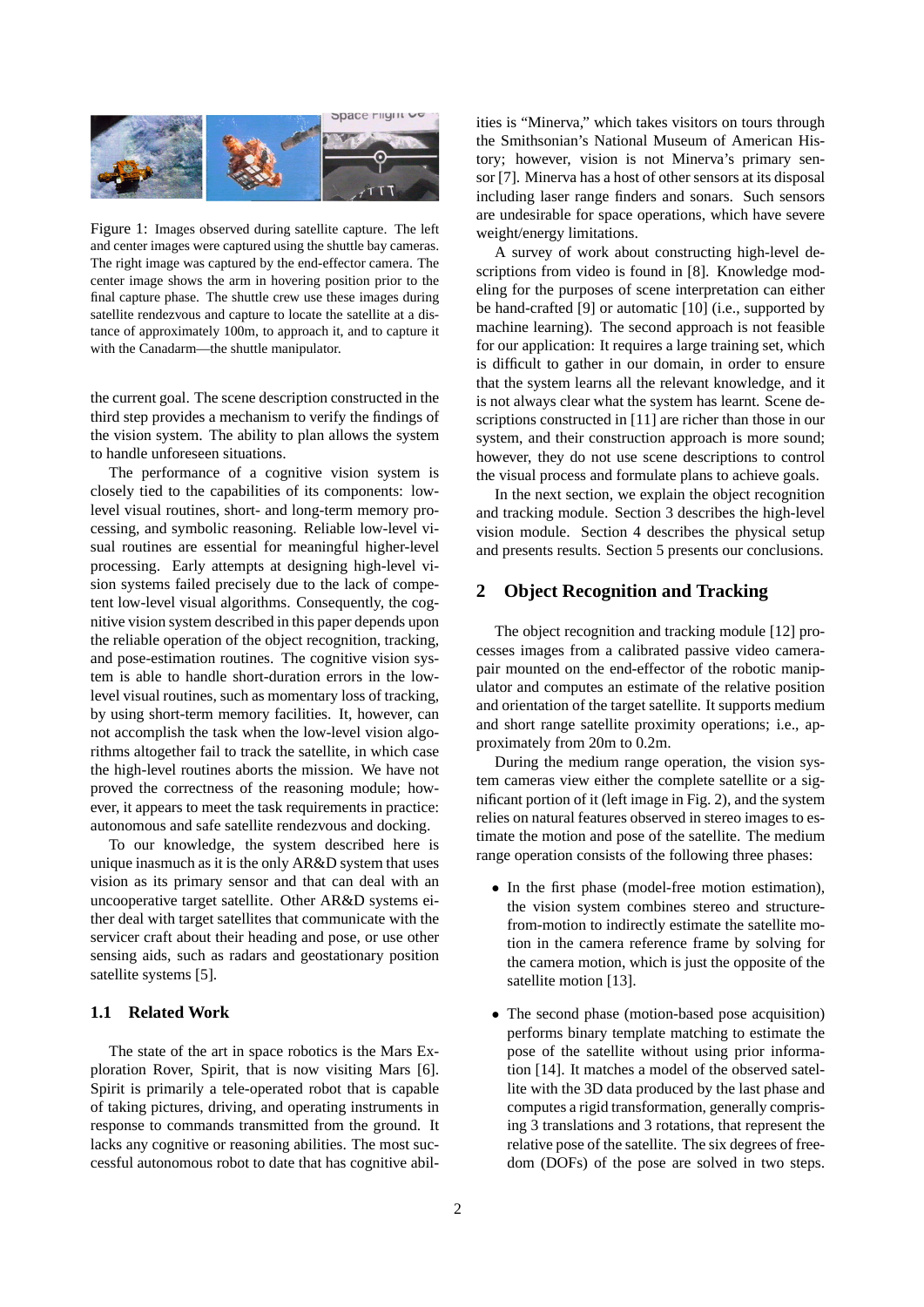Figure 1: Images observed during satellite capture. The left and center images were captured using the shuttle bay cameras. The right image was captured by the end-effector camera. The center image shows the arm in hovering position prior to the final capture phase. The shuttle crew use these images during satellite rendezvous and capture to locate the satellite at a distance of approximately 100m, to approach it, and to capture it with the Canadarm—the shuttle manipulator.

the current goal. The scene description constructed in the third step provides a mechanism to verify the findings of the vision system. The ability to plan allows the system to handle unforeseen situations.

The performance of a cognitive vision system is closely tied to the capabilities of its components: low-level visual routines, short- and long-term memory processing, and symbolic reasoning. Reliable low-level visual routines are essential for meaningful higher-level processing. Early attempts at designing high-level vision systems failed precisely due to the lack of competent low-level visual algorithms. Consequently, the cognitive vision system described in this paper depends upon the reliable operation of the object recognition, tracking, and pose-estimation routines. The cognitive vision system is able to handle short-duration errors in the low-level visual routines, such as momentary loss of tracking, by using short-term memory facilities. It, however, can not accomplish the task when the low-level vision algorithms altogether fail to track the satellite, in which case the high-level routines aborts the mission. We have not proved the correctness of the reasoning module; however, it appears to meet the task requirements in practice: autonomous and safe satellite rendezvous and docking.

To our knowledge, the system described here is unique inasmuch as it is the only AR&D system that uses vision as its primary sensor and that can deal with an uncooperative target satellite. Other AR&D systems either deal with target satellites that communicate with the servicer craft about their heading and pose, or use other sensing aids, such as radars and geostationary position satellite systems [5].

### 1.1 Related Work

The state of the art in space robotics is the Mars Exploration Rover, Spirit, that is now visiting Mars [6]. Spirit is primarily a tele-operated robot that is capable of taking pictures, driving, and operating instruments in response to commands transmitted from the ground. It lacks any cognitive or reasoning abilities. The most successful autonomous robot to date that has cognitive abilities is "Minerva," which takes visitors on tours through the Smithsonian's National Museum of American History; however, vision is not Minerva's primary sensor [7]. Minerva has a host of other sensors at its disposal including laser range finders and sonars. Such sensors are undesirable for space operations, which have severe weight/energy limitations.

A survey of work about constructing high-level descriptions from video is found in [8]. Knowledge modeling for the purposes of scene interpretation can either be hand-crafted [9] or automatic [10] (i.e., supported by machine learning). The second approach is not feasible for our application: It requires a large training set, which is difficult to gather in our domain, in order to ensure that the system learns all the relevant knowledge, and it is not always clear what the system has learnt. Scene descriptions constructed in [11] are richer than those in our system, and their construction approach is more sound; however, they do not use scene descriptions to control the visual process and formulate plans to achieve goals.

In the next section, we explain the object recognition and tracking module. Section 3 describes the high-level vision module. Section 4 describes the physical setup and presents results. Section 5 presents our conclusions.

## 2 Object Recognition and Tracking

The object recognition and tracking module [12] processes images from a calibrated passive video camera-pair mounted on the end-effector of the robotic manipulator and computes an estimate of the relative position and orientation of the target satellite. It supports medium and short range satellite proximity operations; i.e., approximately from 20m to 0.2m.

During the medium range operation, the vision system cameras view either the complete satellite or a significant portion of it (left image in Fig. 2), and the system relies on natural features observed in stereo images to estimate the motion and pose of the satellite. The medium range operation consists of the following three phases:

- In the first phase (model-free motion estimation), the vision system combines stereo and structure-from-motion to indirectly estimate the satellite motion in the camera reference frame by solving for the camera motion, which is just the opposite of the satellite motion [13].

- The second phase (motion-based pose acquisition) performs binary template matching to estimate the pose of the satellite without using prior information [14]. It matches a model of the observed satellite with the 3D data produced by the last phase and computes a rigid transformation, generally comprising 3 translations and 3 rotations, that represent the relative pose of the satellite. The six degrees of freedom (DOFs) of the pose are solved in two steps.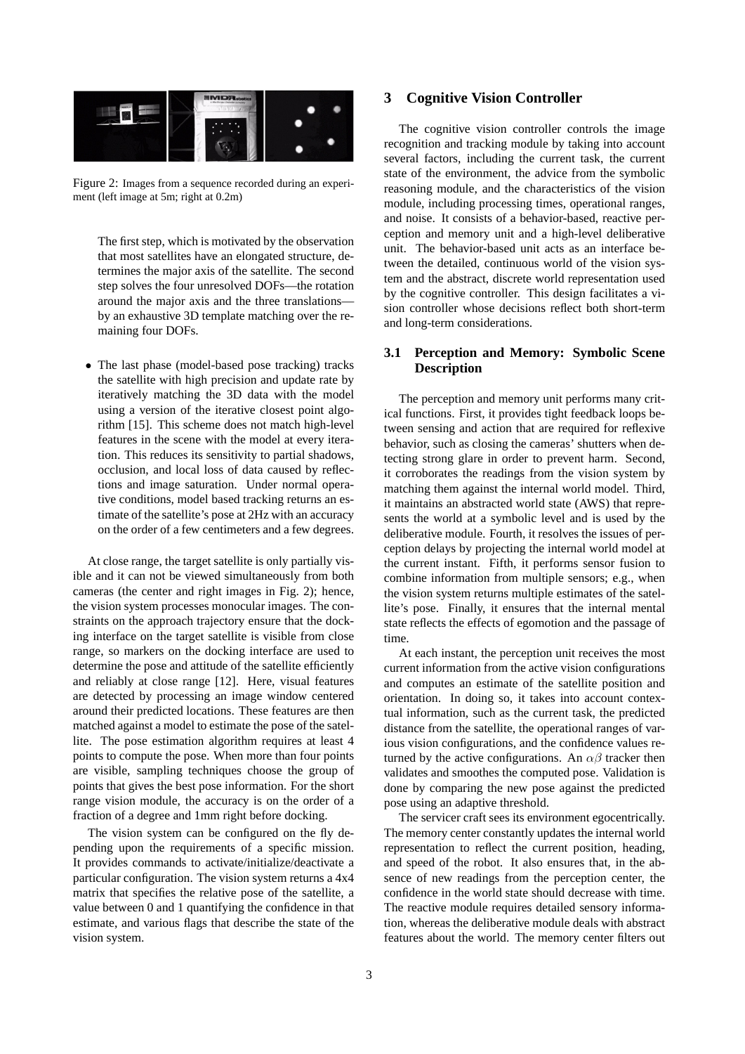Figure 2: Images from a sequence recorded during an experiment (left image at 5m; right at 0.2m)

The first step, which is motivated by the observation that most satellites have an elongated structure, determines the major axis of the satellite. The second step solves the four unresolved DOFs—the rotation around the major axis and the three translations—by an exhaustive 3D template matching over the remaining four DOFs.

- The last phase (model-based pose tracking) tracks the satellite with high precision and update rate by iteratively matching the 3D data with the model using a version of the iterative closest point algorithm [15]. This scheme does not match high-level features in the scene with the model at every iteration. This reduces its sensitivity to partial shadows, occlusion, and local loss of data caused by reflections and image saturation. Under normal operative conditions, model based tracking returns an estimate of the satellite's pose at 2Hz with an accuracy on the order of a few centimeters and a few degrees.

At close range, the target satellite is only partially visible and it can not be viewed simultaneously from both cameras (the center and right images in Fig. 2); hence, the vision system processes monocular images. The constraints on the approach trajectory ensure that the docking interface on the target satellite is visible from close range, so markers on the docking interface are used to determine the pose and attitude of the satellite efficiently and reliably at close range [12]. Here, visual features are detected by processing an image window centered around their predicted locations. These features are then matched against a model to estimate the pose of the satellite. The pose estimation algorithm requires at least 4 points to compute the pose. When more than four points are visible, sampling techniques choose the group of points that gives the best pose information. For the short range vision module, the accuracy is on the order of a fraction of a degree and 1mm right before docking.

The vision system can be configured on the fly depending upon the requirements of a specific mission. It provides commands to activate/initialize/deactivate a particular configuration. The vision system returns a 4x4 matrix that specifies the relative pose of the satellite, a value between 0 and 1 quantifying the confidence in that estimate, and various flags that describe the state of the vision system.

## 3 Cognitive Vision Controller

The cognitive vision controller controls the image recognition and tracking module by taking into account several factors, including the current task, the current state of the environment, the advice from the symbolic reasoning module, and the characteristics of the vision module, including processing times, operational ranges, and noise. It consists of a behavior-based, reactive perception and memory unit and a high-level deliberative unit. The behavior-based unit acts as an interface between the detailed, continuous world representation of the vision system and the abstract, discrete world representation used by the cognitive controller. This design facilitates a vision controller whose decisions reflect both short-term and long-term considerations.

### 3.1 Perception and Memory: Symbolic Scene Description

The perception and memory unit performs many critical functions. First, it provides tight feedback loops between sensing and action that are required for reflexive behavior, such as closing the cameras' shutters when detecting strong glare in order to prevent harm. Second, it corroborates the readings from the vision system by matching them against the internal world model. Third, it maintains an abstracted world state (AWS) that represents the world at a symbolic level and is used by the deliberative module. Fourth, it resolves the issues of perception delays by projecting the internal world model at the current instant. Fifth, it performs sensor fusion to combine information from multiple sensors; e.g., when the vision system returns multiple estimates of the satellite's pose. Finally, it ensures that the internal mental state reflects the effects of egomotion and the passage of time.

At each instant, the perception unit receives the most current information from the active vision configurations and computes an estimate of the satellite position and orientation. In doing so, it takes into account contextual information, such as the current task, the predicted distance from the satellite, the operational ranges of various vision configurations, and the confidence values returned by the active configurations. An $\alpha\beta$ tracker then validates and smoothes the computed pose. Validation is done by comparing the new pose against the predicted pose using an adaptive threshold.

The servicer craft sees its environment egocentrically. The memory center constantly updates the internal world representation to reflect the current position, heading, and speed of the robot. It also ensures that, in the absence of new readings from the perception center, the confidence in the world state should decrease with time. The reactive module requires detailed sensory information, whereas the deliberative module deals with abstract features about the world. The memory center filters out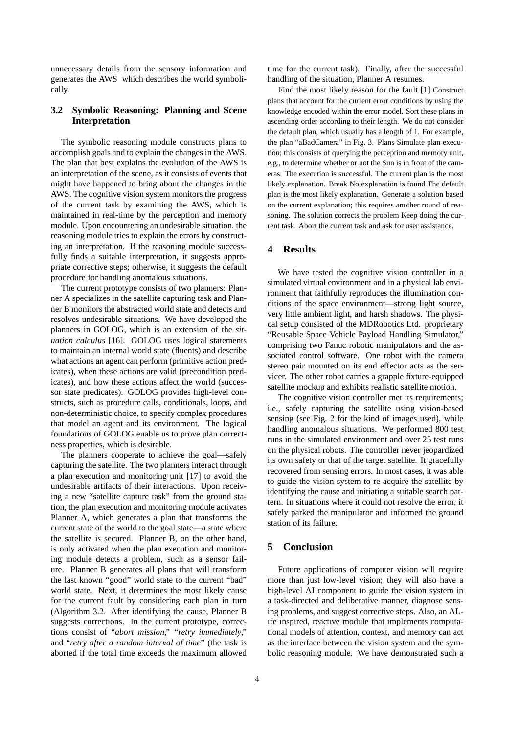unnecessary details from the sensory information and generates the AWS which describes the world symbolically.

### 3.2 Symbolic Reasoning: Planning and Scene Interpretation

The symbolic reasoning module constructs plans to accomplish goals and to explain the changes in the AWS. The plan that best explains the evolution of the AWS is an interpretation of the scene, as it consists of events that might have happened to bring about the changes in the AWS. The cognitive vision system monitors the progress of the current task by examining the AWS, which is maintained in real-time by the perception and memory module. Upon encountering an undesirable situation, the reasoning module tries to explain the errors by constructing an interpretation. If the reasoning module successfully finds a suitable interpretation, it suggests appropriate corrective steps; otherwise, it suggests the default procedure for handling anomalous situations.

The current prototype consists of two planners: Planner A specializes in the satellite capturing task and Planner B monitors the abstracted world state and detects and resolves undesirable situations. We have developed the planners in GOLOG, which is an extension of the *situation calculus* [16]. GOLOG uses logical statements to maintain an internal world state (fluents) and describe what actions an agent can perform (primitive action predicates), when these actions are valid (precondition predicates), and how these actions affect the world (successor state predicates). GOLOG provides high-level constructs, such as procedure calls, conditionals, loops, and non-deterministic choice, to specify complex procedures that model an agent and its environment. The logical foundations of GOLOG enable us to prove plan correctness properties, which is desirable.

The planners cooperate to achieve the goal—safely capturing the satellite. The two planners interact through a plan execution and monitoring unit [17] to avoid the undesirable artifacts of their interactions. Upon receiving a new "satellite capture task" from the ground station, the plan execution and monitoring module activates Planner A, which generates a plan that transforms the current state of the world to the goal state—a state where the satellite is secured. Planner B, on the other hand, is only activated when the plan execution and monitoring module detects a problem, such as a sensor failure. Planner B generates all plans that will transform the last known "good" world state to the current "bad" world state. Next, it determines the most likely cause for the current fault by considering each plan in turn (Algorithm 3.2. After identifying the cause, Planner B suggests corrections. In the current prototype, corrections consist of "*abort mission*," "*retry immediately*," and "*retry after a random interval of time*" (the task is aborted if the total time exceeds the maximum allowed time for the current task). Finally, after the successful handling of the situation, Planner A resumes.

Find the most likely reason for the fault [1] Construct plans that account for the current error conditions by using the knowledge encoded within the error model. Sort these plans in ascending order according to their length. We do not consider the default plan, which usually has a length of 1. For example, the plan "aBadCamera" in Fig. 3. Plans Simulate plan execution; this consists of querying the perception and memory unit, e.g., to determine whether or not the Sun is in front of the cameras. The execution is successful. The current plan is the most likely explanation. Break No explanation is found The default plan is the most likely explanation. Generate a solution based on the current explanation; this requires another round of reasoning. The solution corrects the problem Keep doing the current task. Abort the current task and ask for user assistance.

## 4 Results

We have tested the cognitive vision controller in a simulated virtual environment and in a physical lab environment that faithfully reproduces the illumination conditions of the space environment—strong light source, very little ambient light, and harsh shadows. The physical setup consisted of the MDRobotics Ltd. proprietary "Reusable Space Vehicle Payload Handling Simulator," comprising two Fanuc robotic manipulators and the associated control software. One robot with the camera stereo pair mounted on its end effector acts as the servicer. The other robot carries a grapple fixture-equipped satellite mockup and exhibits realistic satellite motion.

The cognitive vision controller met its requirements; i.e., safely capturing the satellite using vision-based sensing (see Fig. 2 for the kind of images used), while handling anomalous situations. We performed 800 test runs in the simulated environment and over 25 test runs on the physical robots. The controller never jeopardized its own safety or that of the target satellite. It gracefully recovered from sensing errors. In most cases, it was able to guide the vision system to re-acquire the satellite by identifying the cause and initiating a suitable search pattern. In situations where it could not resolve the error, it safely parked the manipulator and informed the ground station of its failure.

## 5 Conclusion

Future applications of computer vision will require more than just low-level vision; they will also have a high-level AI component to guide the vision system in a task-directed and deliberative manner, diagnose sensing problems, and suggest corrective steps. Also, an ALife inspired, reactive module that implements computational models of attention, context, and memory can act as the interface between the vision system and the symbolic reasoning module. We have demonstrated such a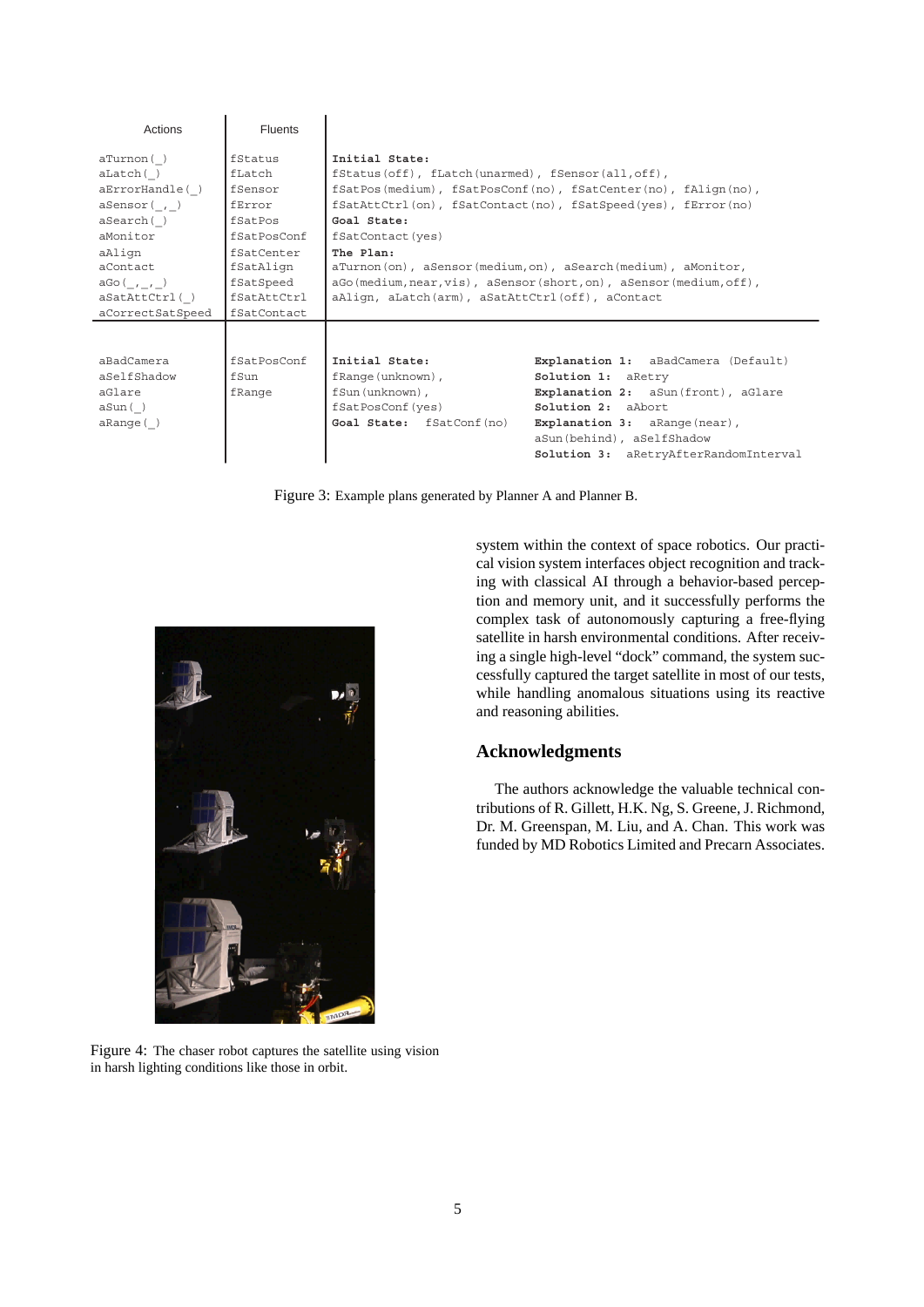| Actions | Fluents | |
|---|---|---|
| aTurnon(_)<br>aLatch(_)<br>aErrorHandle(_)<br>aSensor(_,_)<br>aSearch(_)<br>aMonitor<br>aAlign<br>aContact<br>aGo(_,_,_)<br>aSatAttCtrl(_)<br>aCorrectSatSpeed | fStatus<br>fLatch<br>fSensor<br>fError<br>fSatPos<br>fSatPosConf<br>fSatCenter<br>fSatAlign<br>fSatSpeed<br>fSatAttCtrl<br>fSatContact | **Initial State:**<br>fStatus(off), fLatch(unarmed), fSensor(all,off),<br>fSatPos(medium), fSatPosConf(no), fSatCenter(no), fAlign(no),<br>fSatAttCtrl(on), fSatContact(no), fSatSpeed(yes), fError(no)<br>**Goal State:**<br>fSatContact(yes)<br>**The Plan:**<br>aTurnon(on), aSensor(medium,on), aSearch(medium), aMonitor,<br>aGo(medium,near,vis), aSensor(short,on), aSensor(medium,off),<br>aAlign, aLatch(arm), aSatAttCtrl(off), aContact |
| aBadCamera<br>aSelfShadow<br>aGlare<br>aSun(_)<br>aRange(_) | fSatPosConf<br>fSun<br>fRange | **Initial State:**<br>fRange(unknown),<br>fSun(unknown),<br>fSatPosConf(yes)<br>**Goal State:** fSatConf(no)<br><br>**Explanation 1:** aBadCamera (Default)<br>**Solution 1:** aRetry<br>**Explanation 2:** aSun(front), aGlare<br>**Solution 2:** aAbort<br>**Explanation 3:** aRange(near),<br>aSun(behind), aSelfShadow<br>**Solution 3:** aRetryAfterRandomInterval |

Figure 3: Example plans generated by Planner A and Planner B.

Figure 4: The chaser robot captures the satellite using vision in harsh lighting conditions like those in orbit.

system within the context of space robotics. Our practical vision system interfaces object recognition and tracking with classical AI through a behavior-based perception and memory unit, and it successfully performs the complex task of autonomously capturing a free-flying satellite in harsh environmental conditions. After receiving a single high-level "dock" command, the system successfully captured the target satellite in most of our tests, while handling anomalous situations using its reactive and reasoning abilities.

## Acknowledgments

The authors acknowledge the valuable technical contributions of R. Gillett, H.K. Ng, S. Greene, J. Richmond, Dr. M. Greenspan, M. Liu, and A. Chan. This work was funded by MD Robotics Limited and Precarn Associates.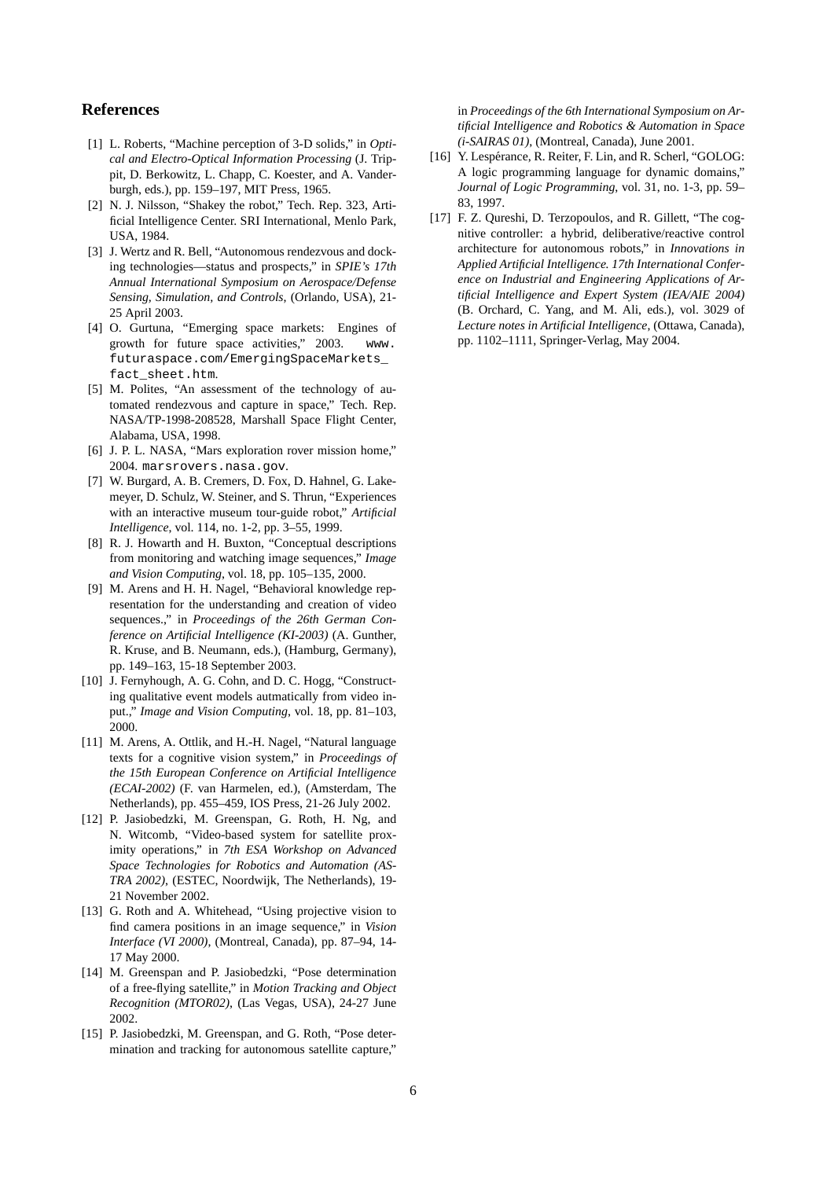## References

[1] L. Roberts, "Machine perception of 3-D solids," in *Optical and Electro-Optical Information Processing* (J. Trippit, D. Berkowitz, L. Chapp, C. Koester, and A. Vanderburgh, eds.), pp. 159–197, MIT Press, 1965.

[2] N. J. Nilsson, "Shakey the robot," Tech. Rep. 323, Artificial Intelligence Center. SRI International, Menlo Park, USA, 1984.

[3] J. Wertz and R. Bell, "Autonomous rendezvous and docking technologies—status and prospects," in *SPIE's 17th Annual International Symposium on Aerospace/Defense Sensing, Simulation, and Controls*, (Orlando, USA), 21-25 April 2003.

[4] O. Gurtuna, "Emerging space markets: Engines of growth for future space activities," 2003. `www.futuraspace.com/EmergingSpaceMarkets_fact_sheet.htm`.

[5] M. Polites, "An assessment of the technology of automated rendezvous and capture in space," Tech. Rep. NASA/TP-1998-208528, Marshall Space Flight Center, Alabama, USA, 1998.

[6] J. P. L. NASA, "Mars exploration rover mission home," 2004. `marsrovers.nasa.gov`.

[7] W. Burgard, A. B. Cremers, D. Fox, D. Hahnel, G. Lakemeyer, D. Schulz, W. Steiner, and S. Thrun, "Experiences with an interactive museum tour-guide robot," *Artificial Intelligence*, vol. 114, no. 1-2, pp. 3–55, 1999.

[8] R. J. Howarth and H. Buxton, "Conceptual descriptions from monitoring and watching image sequences," *Image and Vision Computing*, vol. 18, pp. 105–135, 2000.

[9] M. Arens and H. H. Nagel, "Behavioral knowledge representation for the understanding and creation of video sequences.," in *Proceedings of the 26th German Conference on Artificial Intelligence (KI-2003)* (A. Gunther, R. Kruse, and B. Neumann, eds.), (Hamburg, Germany), pp. 149–163, 15-18 September 2003.

[10] J. Fernyhough, A. G. Cohn, and D. C. Hogg, "Constructing qualitative event models autmatically from video input.," *Image and Vision Computing*, vol. 18, pp. 81–103, 2000.

[11] M. Arens, A. Ottlik, and H.-H. Nagel, "Natural language texts for a cognitive vision system," in *Proceedings of the 15th European Conference on Artificial Intelligence (ECAI-2002)* (F. van Harmelen, ed.), (Amsterdam, The Netherlands), pp. 455–459, IOS Press, 21-26 July 2002.

[12] P. Jasiobedzki, M. Greenspan, G. Roth, H. Ng, and N. Witcomb, "Video-based system for satellite proximity operations," in *7th ESA Workshop on Advanced Space Technologies for Robotics and Automation (ASTRA 2002)*, (ESTEC, Noordwijk, The Netherlands), 19-21 November 2002.

[13] G. Roth and A. Whitehead, "Using projective vision to find camera positions in an image sequence," in *Vision Interface (VI 2000)*, (Montreal, Canada), pp. 87–94, 14-17 May 2000.

[14] M. Greenspan and P. Jasiobedzki, "Pose determination of a free-flying satellite," in *Motion Tracking and Object Recognition (MTOR02)*, (Las Vegas, USA), 24-27 June 2002.

[15] P. Jasiobedzki, M. Greenspan, and G. Roth, "Pose determination and tracking for autonomous satellite capture," in *Proceedings of the 6th International Symposium on Artificial Intelligence and Robotics & Automation in Space (i-SAIRAS 01)*, (Montreal, Canada), June 2001.

[16] Y. Lespérance, R. Reiter, F. Lin, and R. Scherl, "GOLOG: A logic programming language for dynamic domains," *Journal of Logic Programming*, vol. 31, no. 1-3, pp. 59–83, 1997.

[17] F. Z. Qureshi, D. Terzopoulos, and R. Gillett, "The cognitive controller: a hybrid, deliberative/reactive control architecture for autonomous robots," in *Innovations in Applied Artificial Intelligence. 17th International Conference on Industrial and Engineering Applications of Artificial Intelligence and Expert System (IEA/AIE 2004)* (B. Orchard, C. Yang, and M. Ali, eds.), vol. 3029 of *Lecture notes in Artificial Intelligence*, (Ottawa, Canada), pp. 1102–1111, Springer-Verlag, May 2004.